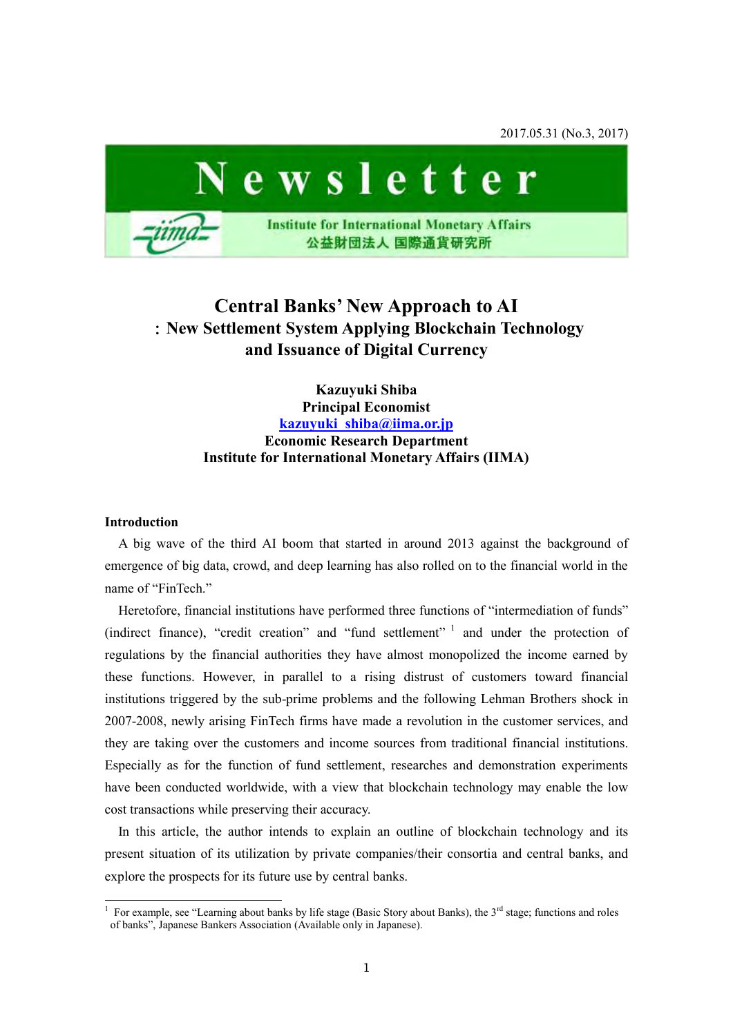2017.05.31 (No.3, 2017)

# Newsletter

Institute for International Monetary Affairs
公益財団法人 国際通貨研究所

# Central Banks' New Approach to AI
## ：New Settlement System Applying Blockchain Technology and Issuance of Digital Currency

**Kazuyuki Shiba**
**Principal Economist**
**kazuyuki_shiba@iima.or.jp**
**Economic Research Department**
**Institute for International Monetary Affairs (IIMA)**

### Introduction

A big wave of the third AI boom that started in around 2013 against the background of emergence of big data, crowd, and deep learning has also rolled on to the financial world in the name of "FinTech."

Heretofore, financial institutions have performed three functions of "intermediation of funds" (indirect finance), "credit creation" and "fund settlement" [1] and under the protection of regulations by the financial authorities they have almost monopolized the income earned by these functions. However, in parallel to a rising distrust of customers toward financial institutions triggered by the sub-prime problems and the following Lehman Brothers shock in 2007-2008, newly arising FinTech firms have made a revolution in the customer services, and they are taking over the customers and income sources from traditional financial institutions. Especially as for the function of fund settlement, researches and demonstration experiments have been conducted worldwide, with a view that blockchain technology may enable the low cost transactions while preserving their accuracy.

In this article, the author intends to explain an outline of blockchain technology and its present situation of its utilization by private companies/their consortia and central banks, and explore the prospects for its future use by central banks.

---

[1] For example, see "Learning about banks by life stage (Basic Story about Banks), the 3rd stage; functions and roles of banks", Japanese Bankers Association (Available only in Japanese).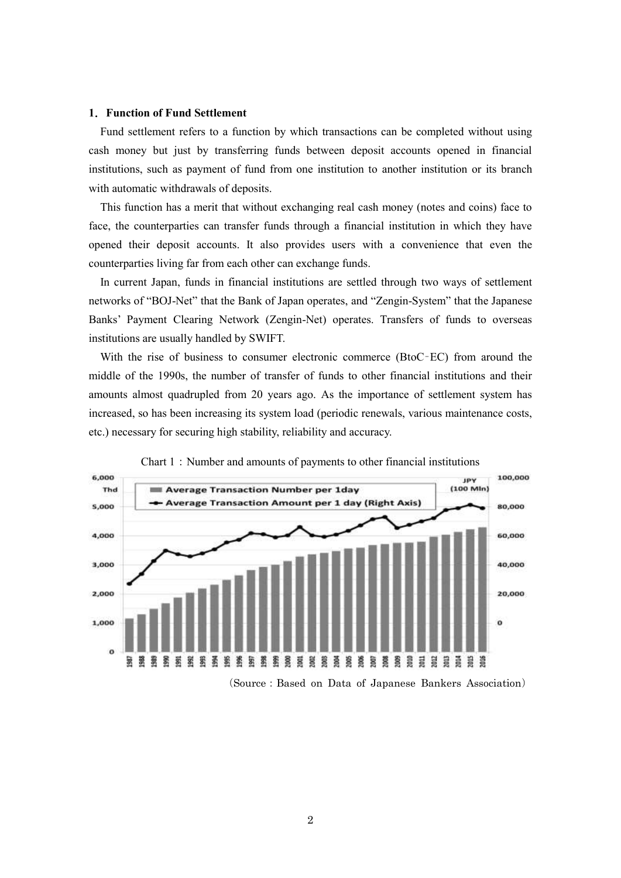## 1. Function of Fund Settlement

Fund settlement refers to a function by which transactions can be completed without using cash money but just by transferring funds between deposit accounts opened in financial institutions, such as payment of fund from one institution to another institution or its branch with automatic withdrawals of deposits.

This function has a merit that without exchanging real cash money (notes and coins) face to face, the counterparties can transfer funds through a financial institution in which they have opened their deposit accounts. It also provides users with a convenience that even the counterparties living far from each other can exchange funds.

In current Japan, funds in financial institutions are settled through two ways of settlement networks of "BOJ-Net" that the Bank of Japan operates, and "Zengin-System" that the Japanese Banks' Payment Clearing Network (Zengin-Net) operates. Transfers of funds to overseas institutions are usually handled by SWIFT.

With the rise of business to consumer electronic commerce (BtoC‑EC) from around the middle of the 1990s, the number of transfer of funds to other financial institutions and their amounts almost quadrupled from 20 years ago. As the importance of settlement system has increased, so has been increasing its system load (periodic renewals, various maintenance costs, etc.) necessary for securing high stability, reliability and accuracy.

Chart 1：Number and amounts of payments to other financial institutions

(Source : Based on Data of Japanese Bankers Association)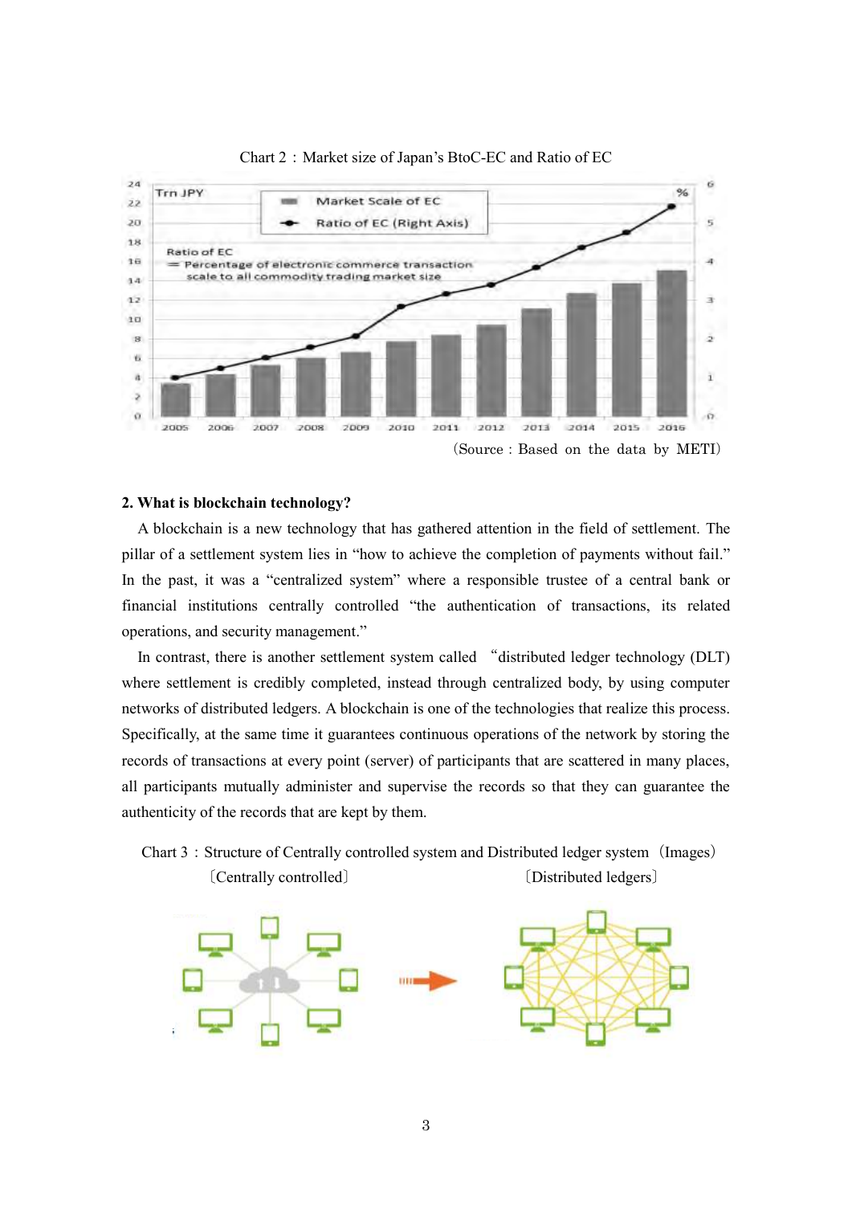Chart 2：Market size of Japan's BtoC-EC and Ratio of EC

(Source : Based on the data by METI)

**2. What is blockchain technology?**

A blockchain is a new technology that has gathered attention in the field of settlement. The pillar of a settlement system lies in "how to achieve the completion of payments without fail." In the past, it was a "centralized system" where a responsible trustee of a central bank or financial institutions centrally controlled "the authentication of transactions, its related operations, and security management."

In contrast, there is another settlement system called "distributed ledger technology (DLT) where settlement is credibly completed, instead through centralized body, by using computer networks of distributed ledgers. A blockchain is one of the technologies that realize this process. Specifically, at the same time it guarantees continuous operations of the network by storing the records of transactions at every point (server) of participants that are scattered in many places, all participants mutually administer and supervise the records so that they can guarantee the authenticity of the records that are kept by them.

Chart 3：Structure of Centrally controlled system and Distributed ledger system (Images)

〔Centrally controlled〕 〔Distributed ledgers〕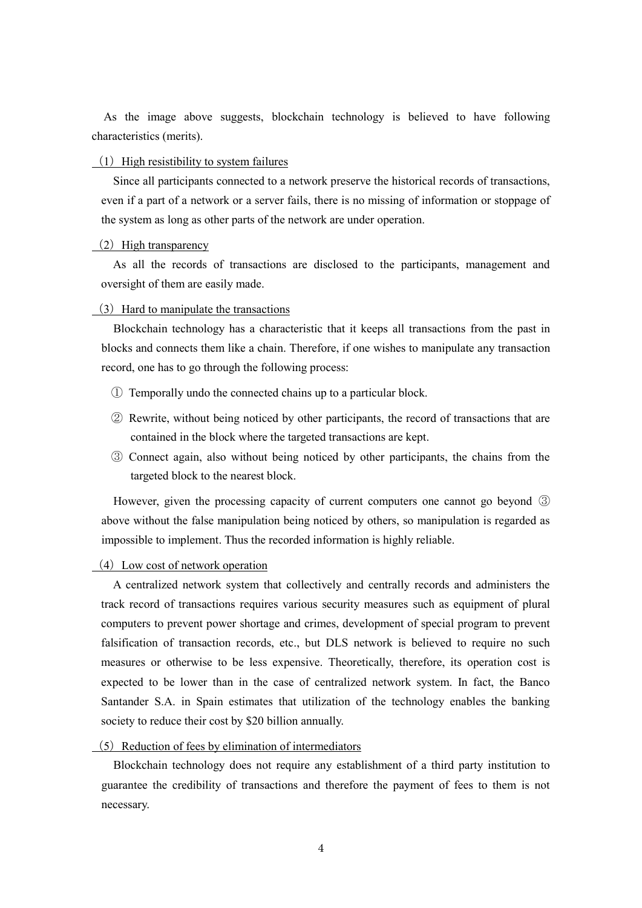As the image above suggests, blockchain technology is believed to have following characteristics (merits).

(1) High resistibility to system failures

Since all participants connected to a network preserve the historical records of transactions, even if a part of a network or a server fails, there is no missing of information or stoppage of the system as long as other parts of the network are under operation.

(2) High transparency

As all the records of transactions are disclosed to the participants, management and oversight of them are easily made.

(3) Hard to manipulate the transactions

Blockchain technology has a characteristic that it keeps all transactions from the past in blocks and connects them like a chain. Therefore, if one wishes to manipulate any transaction record, one has to go through the following process:

① Temporally undo the connected chains up to a particular block.

② Rewrite, without being noticed by other participants, the record of transactions that are contained in the block where the targeted transactions are kept.

③ Connect again, also without being noticed by other participants, the chains from the targeted block to the nearest block.

However, given the processing capacity of current computers one cannot go beyond ③ above without the false manipulation being noticed by others, so manipulation is regarded as impossible to implement. Thus the recorded information is highly reliable.

(4) Low cost of network operation

A centralized network system that collectively and centrally records and administers the track record of transactions requires various security measures such as equipment of plural computers to prevent power shortage and crimes, development of special program to prevent falsification of transaction records, etc., but DLS network is believed to require no such measures or otherwise to be less expensive. Theoretically, therefore, its operation cost is expected to be lower than in the case of centralized network system. In fact, the Banco Santander S.A. in Spain estimates that utilization of the technology enables the banking society to reduce their cost by $20 billion annually.

(5) Reduction of fees by elimination of intermediators

Blockchain technology does not require any establishment of a third party institution to guarantee the credibility of transactions and therefore the payment of fees to them is not necessary.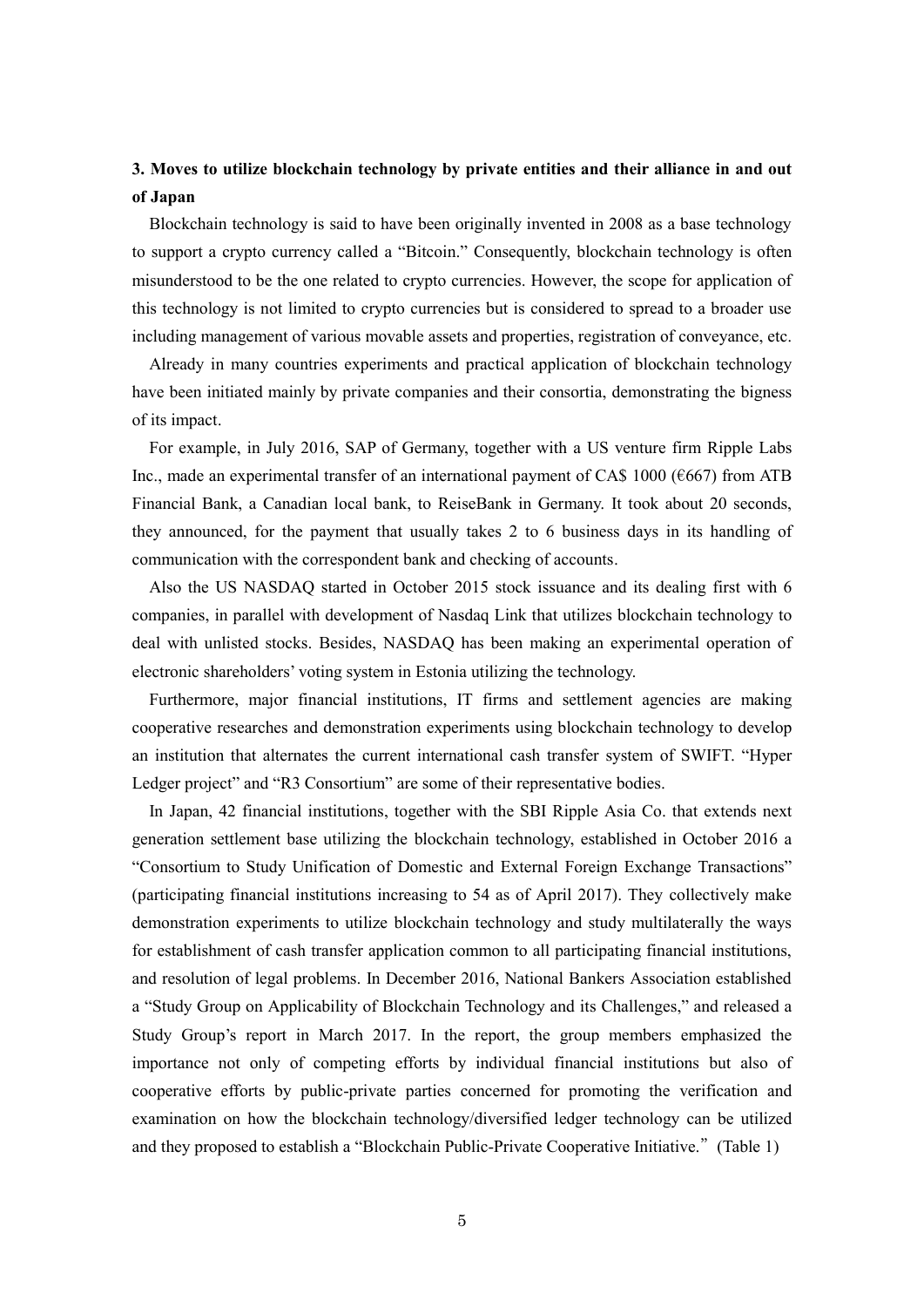## 3. Moves to utilize blockchain technology by private entities and their alliance in and out of Japan

Blockchain technology is said to have been originally invented in 2008 as a base technology to support a crypto currency called a "Bitcoin." Consequently, blockchain technology is often misunderstood to be the one related to crypto currencies. However, the scope for application of this technology is not limited to crypto currencies but is considered to spread to a broader use including management of various movable assets and properties, registration of conveyance, etc.

Already in many countries experiments and practical application of blockchain technology have been initiated mainly by private companies and their consortia, demonstrating the bigness of its impact.

For example, in July 2016, SAP of Germany, together with a US venture firm Ripple Labs Inc., made an experimental transfer of an international payment of CA$ 1000 (€667) from ATB Financial Bank, a Canadian local bank, to ReiseBank in Germany. It took about 20 seconds, they announced, for the payment that usually takes 2 to 6 business days in its handling of communication with the correspondent bank and checking of accounts.

Also the US NASDAQ started in October 2015 stock issuance and its dealing first with 6 companies, in parallel with development of Nasdaq Link that utilizes blockchain technology to deal with unlisted stocks. Besides, NASDAQ has been making an experimental operation of electronic shareholders' voting system in Estonia utilizing the technology.

Furthermore, major financial institutions, IT firms and settlement agencies are making cooperative researches and demonstration experiments using blockchain technology to develop an institution that alternates the current international cash transfer system of SWIFT. "Hyper Ledger project" and "R3 Consortium" are some of their representative bodies.

In Japan, 42 financial institutions, together with the SBI Ripple Asia Co. that extends next generation settlement base utilizing the blockchain technology, established in October 2016 a "Consortium to Study Unification of Domestic and External Foreign Exchange Transactions" (participating financial institutions increasing to 54 as of April 2017). They collectively make demonstration experiments to utilize blockchain technology and study multilaterally the ways for establishment of cash transfer application common to all participating financial institutions, and resolution of legal problems. In December 2016, National Bankers Association established a "Study Group on Applicability of Blockchain Technology and its Challenges," and released a Study Group's report in March 2017. In the report, the group members emphasized the importance not only of competing efforts by individual financial institutions but also of cooperative efforts by public-private parties concerned for promoting the verification and examination on how the blockchain technology/diversified ledger technology can be utilized and they proposed to establish a "Blockchain Public-Private Cooperative Initiative." (Table 1)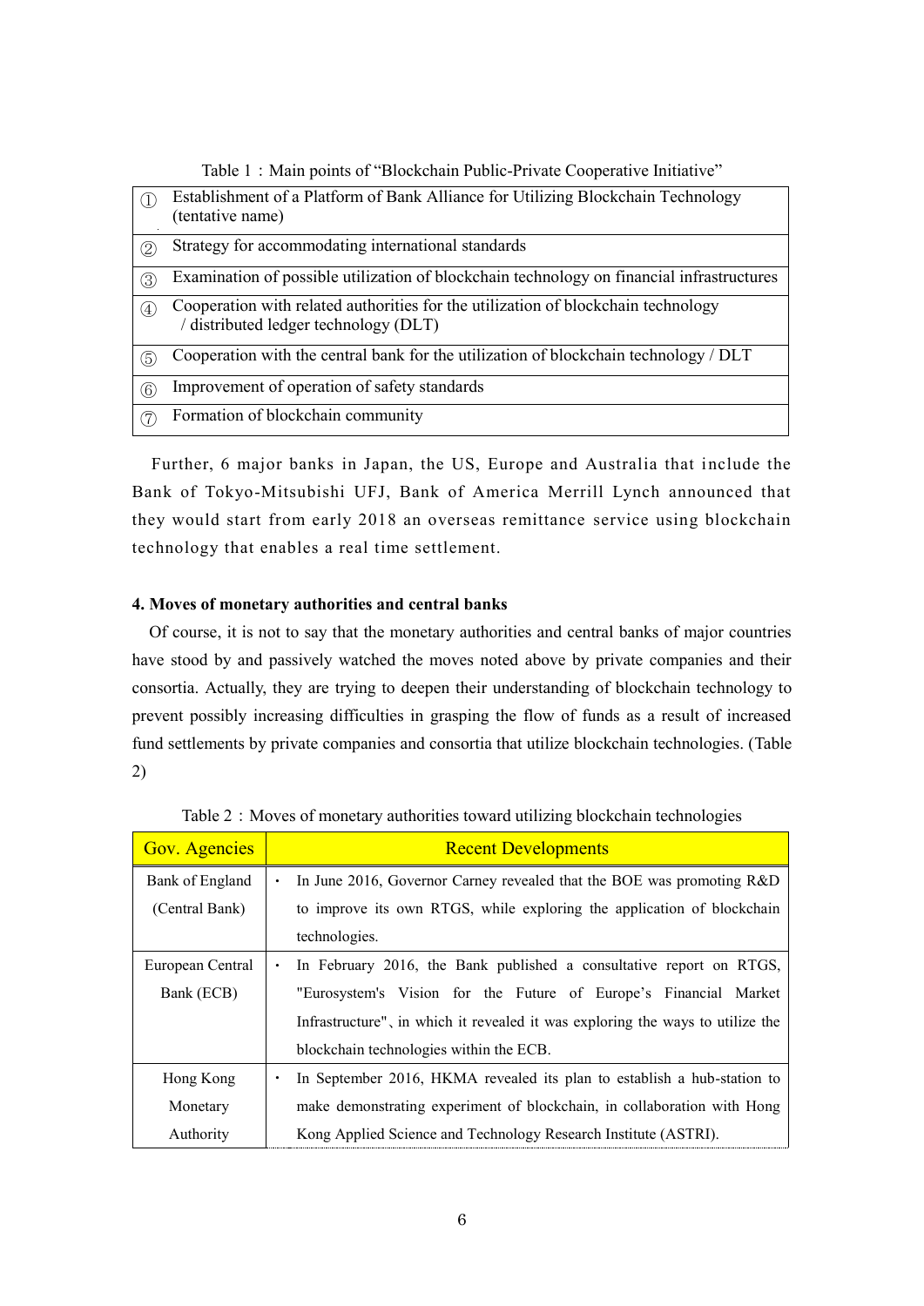Table 1：Main points of “Blockchain Public-Private Cooperative Initiative”

| | |
|---|---|
| ① | Establishment of a Platform of Bank Alliance for Utilizing Blockchain Technology (tentative name) |
| ② | Strategy for accommodating international standards |
| ③ | Examination of possible utilization of blockchain technology on financial infrastructures |
| ④ | Cooperation with related authorities for the utilization of blockchain technology / distributed ledger technology (DLT) |
| ⑤ | Cooperation with the central bank for the utilization of blockchain technology / DLT |
| ⑥ | Improvement of operation of safety standards |
| ⑦ | Formation of blockchain community |

Further, 6 major banks in Japan, the US, Europe and Australia that include the Bank of Tokyo-Mitsubishi UFJ, Bank of America Merrill Lynch announced that they would start from early 2018 an overseas remittance service using blockchain technology that enables a real time settlement.

**4. Moves of monetary authorities and central banks**

Of course, it is not to say that the monetary authorities and central banks of major countries have stood by and passively watched the moves noted above by private companies and their consortia. Actually, they are trying to deepen their understanding of blockchain technology to prevent possibly increasing difficulties in grasping the flow of funds as a result of increased fund settlements by private companies and consortia that utilize blockchain technologies. (Table 2)

Table 2：Moves of monetary authorities toward utilizing blockchain technologies

| Gov. Agencies | Recent Developments |
|---|---|
| Bank of England (Central Bank) | ・ In June 2016, Governor Carney revealed that the BOE was promoting R&D to improve its own RTGS, while exploring the application of blockchain technologies. |
| European Central Bank (ECB) | ・ In February 2016, the Bank published a consultative report on RTGS, "Eurosystem's Vision for the Future of Europe’s Financial Market Infrastructure"、in which it revealed it was exploring the ways to utilize the blockchain technologies within the ECB. |
| Hong Kong Monetary Authority | ・ In September 2016, HKMA revealed its plan to establish a hub-station to make demonstrating experiment of blockchain, in collaboration with Hong Kong Applied Science and Technology Research Institute (ASTRI). |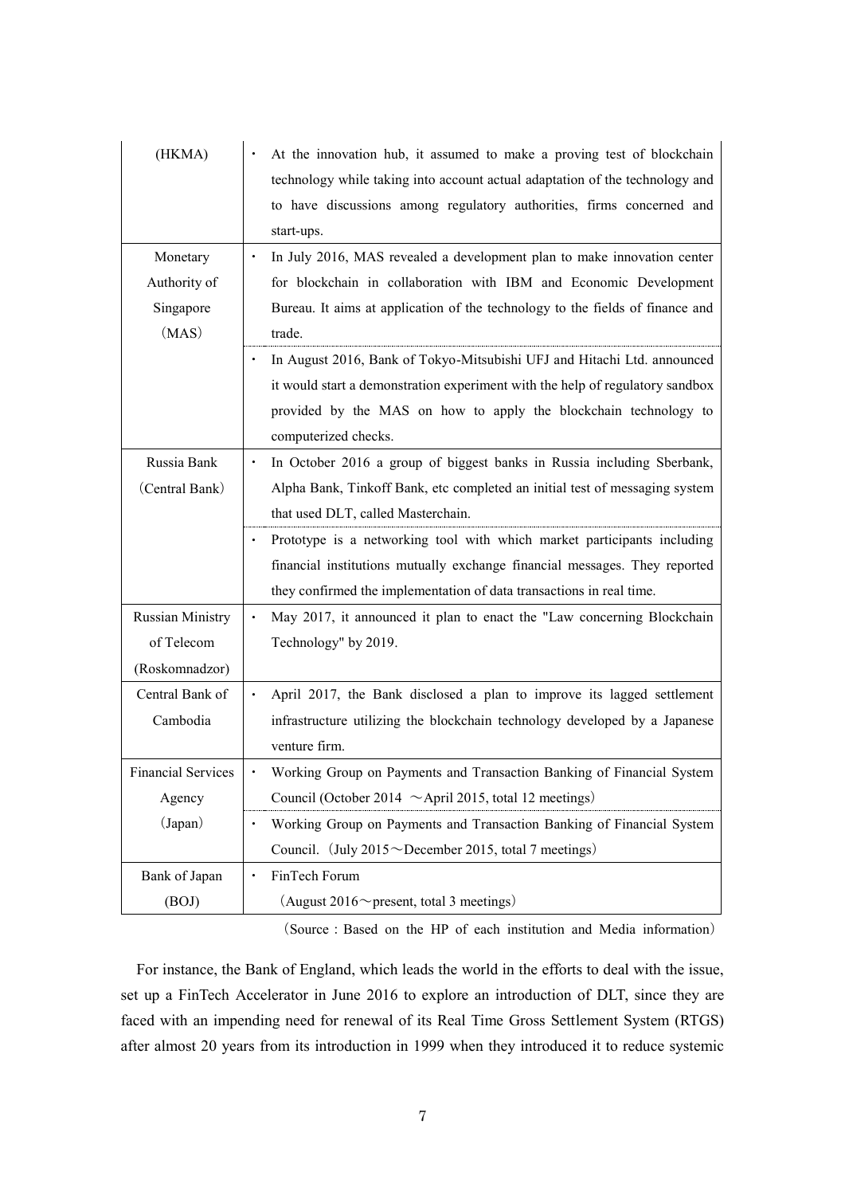| | |
|---|---|
| (HKMA) | ・ At the innovation hub, it assumed to make a proving test of blockchain technology while taking into account actual adaptation of the technology and to have discussions among regulatory authorities, firms concerned and start-ups. |
| Monetary Authority of Singapore （MAS） | ・ In July 2016, MAS revealed a development plan to make innovation center for blockchain in collaboration with IBM and Economic Development Bureau. It aims at application of the technology to the fields of finance and trade. |
| | ・ In August 2016, Bank of Tokyo-Mitsubishi UFJ and Hitachi Ltd. announced it would start a demonstration experiment with the help of regulatory sandbox provided by the MAS on how to apply the blockchain technology to computerized checks. |
| Russia Bank （Central Bank） | ・ In October 2016 a group of biggest banks in Russia including Sberbank, Alpha Bank, Tinkoff Bank, etc completed an initial test of messaging system that used DLT, called Masterchain. |
| | ・ Prototype is a networking tool with which market participants including financial institutions mutually exchange financial messages. They reported they confirmed the implementation of data transactions in real time. |
| Russian Ministry of Telecom (Roskomnadzor) | ・ May 2017, it announced it plan to enact the "Law concerning Blockchain Technology" by 2019. |
| Central Bank of Cambodia | ・ April 2017, the Bank disclosed a plan to improve its lagged settlement infrastructure utilizing the blockchain technology developed by a Japanese venture firm. |
| Financial Services Agency （Japan） | ・ Working Group on Payments and Transaction Banking of Financial System Council (October 2014 ～April 2015, total 12 meetings） |
| | ・ Working Group on Payments and Transaction Banking of Financial System Council. （July 2015～December 2015, total 7 meetings） |
| Bank of Japan (BOJ) | ・ FinTech Forum （August 2016～present, total 3 meetings） |

（Source : Based on the HP of each institution and Media information）

For instance, the Bank of England, which leads the world in the efforts to deal with the issue, set up a FinTech Accelerator in June 2016 to explore an introduction of DLT, since they are faced with an impending need for renewal of its Real Time Gross Settlement System (RTGS) after almost 20 years from its introduction in 1999 when they introduced it to reduce systemic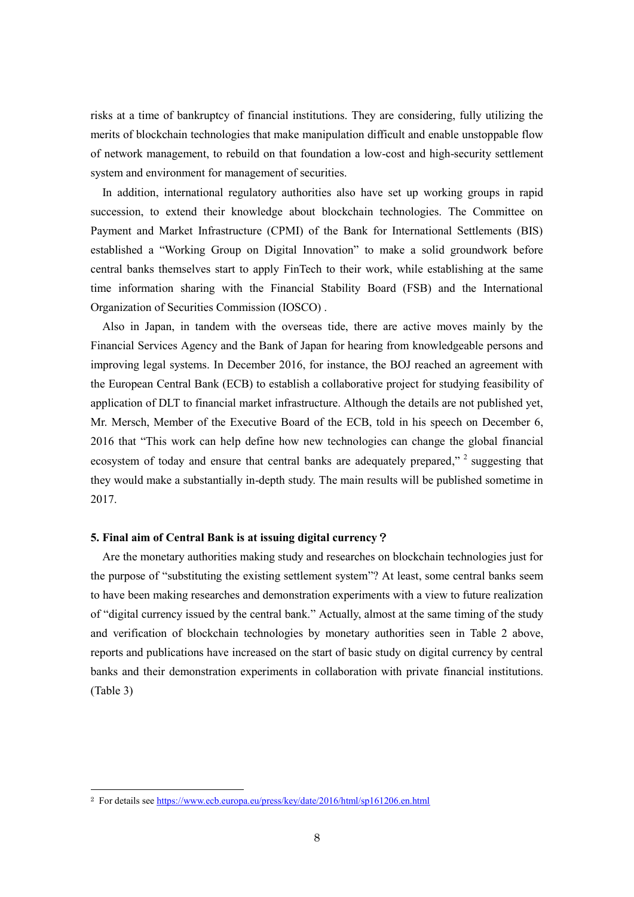risks at a time of bankruptcy of financial institutions. They are considering, fully utilizing the merits of blockchain technologies that make manipulation difficult and enable unstoppable flow of network management, to rebuild on that foundation a low-cost and high-security settlement system and environment for management of securities.

In addition, international regulatory authorities also have set up working groups in rapid succession, to extend their knowledge about blockchain technologies. The Committee on Payment and Market Infrastructure (CPMI) of the Bank for International Settlements (BIS) established a "Working Group on Digital Innovation" to make a solid groundwork before central banks themselves start to apply FinTech to their work, while establishing at the same time information sharing with the Financial Stability Board (FSB) and the International Organization of Securities Commission (IOSCO) .

Also in Japan, in tandem with the overseas tide, there are active moves mainly by the Financial Services Agency and the Bank of Japan for hearing from knowledgeable persons and improving legal systems. In December 2016, for instance, the BOJ reached an agreement with the European Central Bank (ECB) to establish a collaborative project for studying feasibility of application of DLT to financial market infrastructure. Although the details are not published yet, Mr. Mersch, Member of the Executive Board of the ECB, told in his speech on December 6, 2016 that "This work can help define how new technologies can change the global financial ecosystem of today and ensure that central banks are adequately prepared," [2] suggesting that they would make a substantially in-depth study. The main results will be published sometime in 2017.

### 5. Final aim of Central Bank is at issuing digital currency？

Are the monetary authorities making study and researches on blockchain technologies just for the purpose of "substituting the existing settlement system"? At least, some central banks seem to have been making researches and demonstration experiments with a view to future realization of "digital currency issued by the central bank." Actually, almost at the same timing of the study and verification of blockchain technologies by monetary authorities seen in Table 2 above, reports and publications have increased on the start of basic study on digital currency by central banks and their demonstration experiments in collaboration with private financial institutions. (Table 3)

---

[2] For details see https://www.ecb.europa.eu/press/key/date/2016/html/sp161206.en.html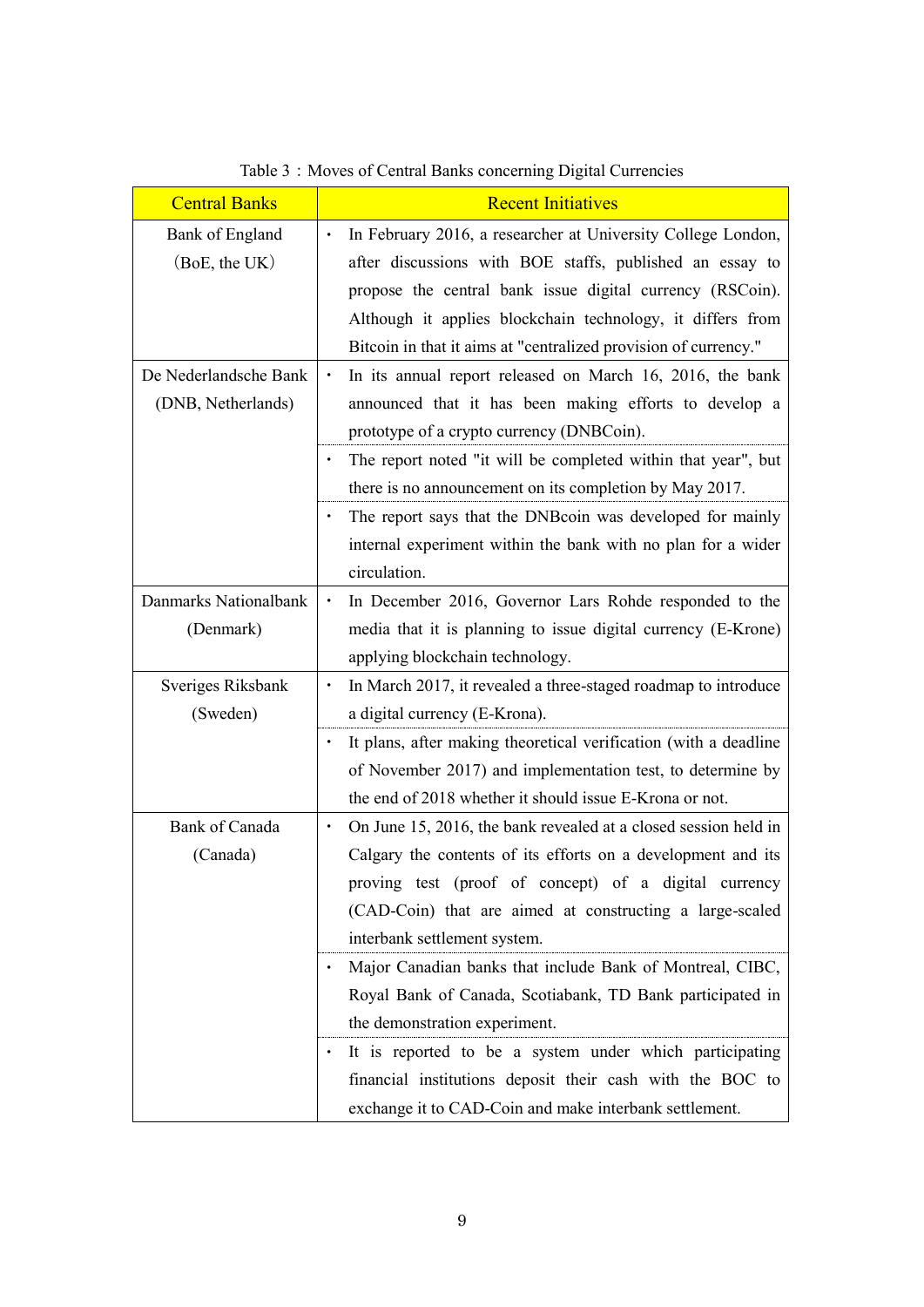Table 3：Moves of Central Banks concerning Digital Currencies

| Central Banks | Recent Initiatives |
|---|---|
| Bank of England（BoE, the UK） | ・ In February 2016, a researcher at University College London, after discussions with BOE staffs, published an essay to propose the central bank issue digital currency (RSCoin). Although it applies blockchain technology, it differs from Bitcoin in that it aims at "centralized provision of currency." |
| De Nederlandsche Bank (DNB, Netherlands) | ・ In its annual report released on March 16, 2016, the bank announced that it has been making efforts to develop a prototype of a crypto currency (DNBCoin). |
| | ・ The report noted "it will be completed within that year", but there is no announcement on its completion by May 2017. |
| | ・ The report says that the DNBcoin was developed for mainly internal experiment within the bank with no plan for a wider circulation. |
| Danmarks Nationalbank (Denmark) | ・ In December 2016, Governor Lars Rohde responded to the media that it is planning to issue digital currency (E-Krone) applying blockchain technology. |
| Sveriges Riksbank (Sweden) | ・ In March 2017, it revealed a three-staged roadmap to introduce a digital currency (E-Krona). |
| | ・ It plans, after making theoretical verification (with a deadline of November 2017) and implementation test, to determine by the end of 2018 whether it should issue E-Krona or not. |
| Bank of Canada (Canada) | ・ On June 15, 2016, the bank revealed at a closed session held in Calgary the contents of its efforts on a development and its proving test (proof of concept) of a digital currency (CAD-Coin) that are aimed at constructing a large-scaled interbank settlement system. |
| | ・ Major Canadian banks that include Bank of Montreal, CIBC, Royal Bank of Canada, Scotiabank, TD Bank participated in the demonstration experiment. |
| | ・ It is reported to be a system under which participating financial institutions deposit their cash with the BOC to exchange it to CAD-Coin and make interbank settlement. |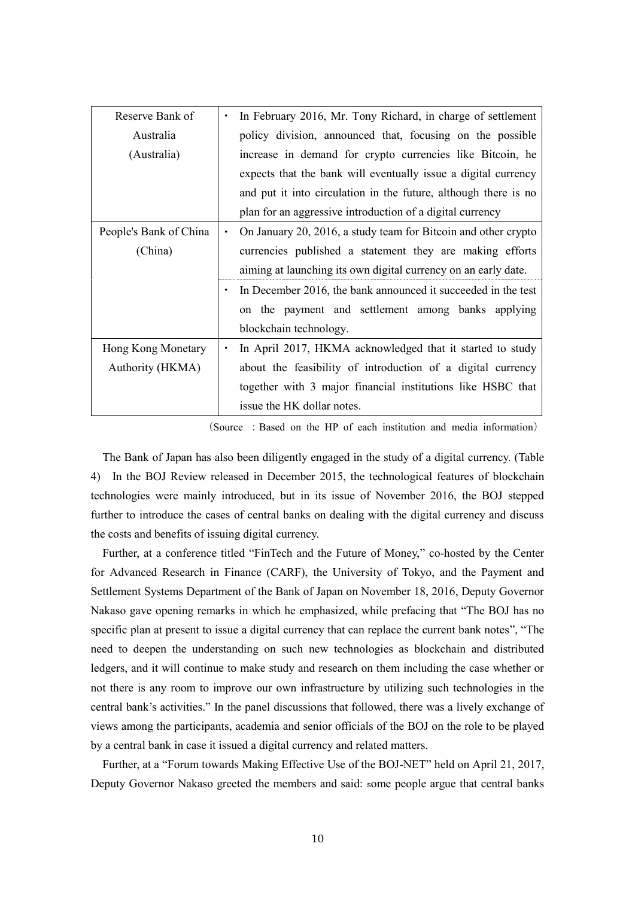| Reserve Bank of Australia (Australia) | ・ In February 2016, Mr. Tony Richard, in charge of settlement policy division, announced that, focusing on the possible increase in demand for crypto currencies like Bitcoin, he expects that the bank will eventually issue a digital currency and put it into circulation in the future, although there is no plan for an aggressive introduction of a digital currency |
|---|---|
| People's Bank of China (China) | ・ On January 20, 2016, a study team for Bitcoin and other crypto currencies published a statement they are making efforts aiming at launching its own digital currency on an early date. |
| | ・ In December 2016, the bank announced it succeeded in the test on the payment and settlement among banks applying blockchain technology. |
| Hong Kong Monetary Authority (HKMA) | ・ In April 2017, HKMA acknowledged that it started to study about the feasibility of introduction of a digital currency together with 3 major financial institutions like HSBC that issue the HK dollar notes. |

（Source : Based on the HP of each institution and media information）

The Bank of Japan has also been diligently engaged in the study of a digital currency. (Table 4) In the BOJ Review released in December 2015, the technological features of blockchain technologies were mainly introduced, but in its issue of November 2016, the BOJ stepped further to introduce the cases of central banks on dealing with the digital currency and discuss the costs and benefits of issuing digital currency.

Further, at a conference titled "FinTech and the Future of Money," co-hosted by the Center for Advanced Research in Finance (CARF), the University of Tokyo, and the Payment and Settlement Systems Department of the Bank of Japan on November 18, 2016, Deputy Governor Nakaso gave opening remarks in which he emphasized, while prefacing that "The BOJ has no specific plan at present to issue a digital currency that can replace the current bank notes", "The need to deepen the understanding on such new technologies as blockchain and distributed ledgers, and it will continue to make study and research on them including the case whether or not there is any room to improve our own infrastructure by utilizing such technologies in the central bank's activities." In the panel discussions that followed, there was a lively exchange of views among the participants, academia and senior officials of the BOJ on the role to be played by a central bank in case it issued a digital currency and related matters.

Further, at a "Forum towards Making Effective Use of the BOJ-NET" held on April 21, 2017, Deputy Governor Nakaso greeted the members and said: some people argue that central banks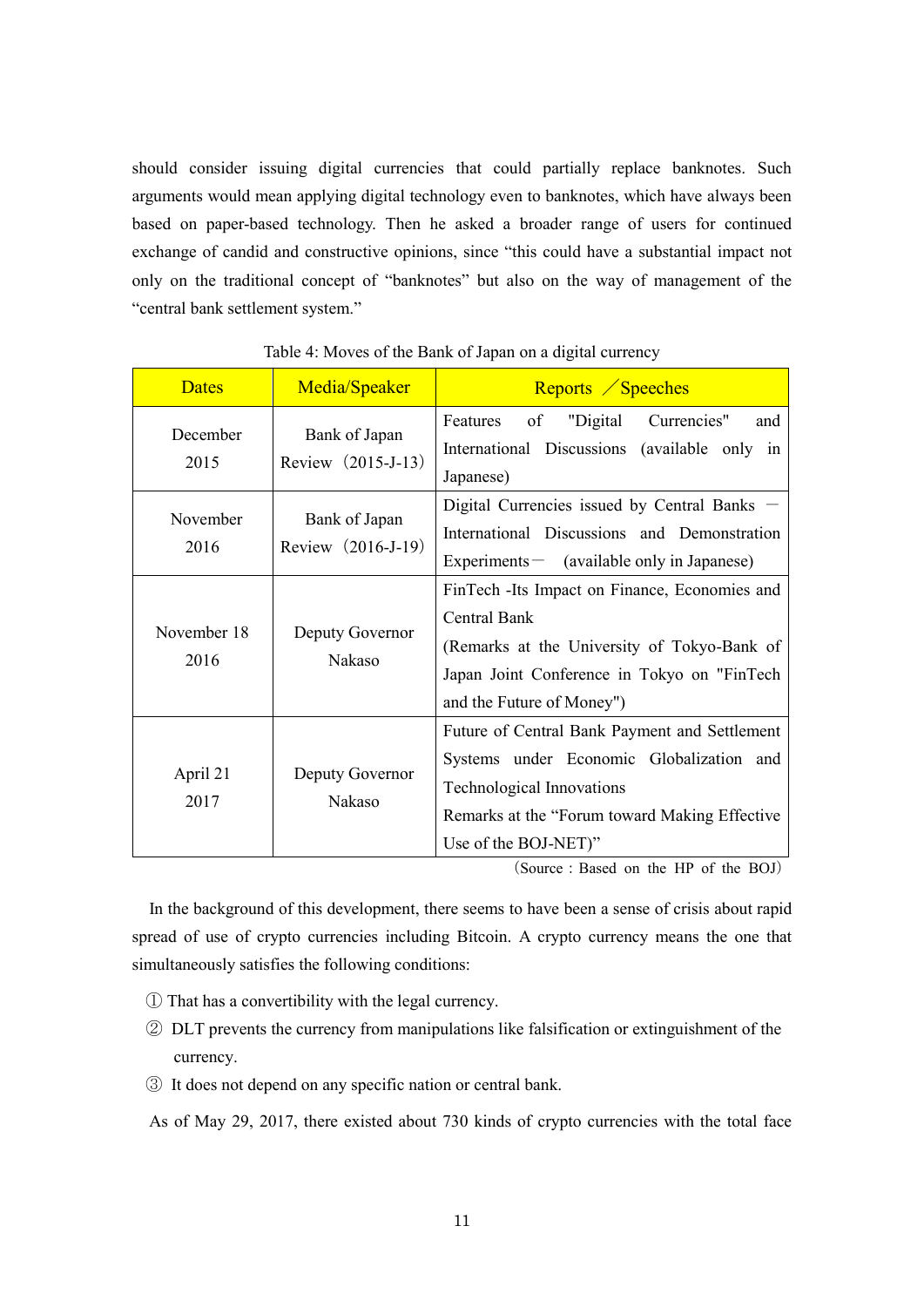should consider issuing digital currencies that could partially replace banknotes. Such arguments would mean applying digital technology even to banknotes, which have always been based on paper-based technology. Then he asked a broader range of users for continued exchange of candid and constructive opinions, since "this could have a substantial impact not only on the traditional concept of "banknotes" but also on the way of management of the "central bank settlement system."

Table 4: Moves of the Bank of Japan on a digital currency

| Dates | Media/Speaker | Reports ／Speeches |
|---|---|---|
| December 2015 | Bank of Japan Review（2015-J-13） | Features of "Digital Currencies" and International Discussions (available only in Japanese) |
| November 2016 | Bank of Japan Review（2016-J-19） | Digital Currencies issued by Central Banks － International Discussions and Demonstration Experiments－ (available only in Japanese) |
| November 18 2016 | Deputy Governor Nakaso | FinTech -Its Impact on Finance, Economies and Central Bank (Remarks at the University of Tokyo-Bank of Japan Joint Conference in Tokyo on "FinTech and the Future of Money") |
| April 21 2017 | Deputy Governor Nakaso | Future of Central Bank Payment and Settlement Systems under Economic Globalization and Technological Innovations Remarks at the "Forum toward Making Effective Use of the BOJ-NET)" |

（Source : Based on the HP of the BOJ）

In the background of this development, there seems to have been a sense of crisis about rapid spread of use of crypto currencies including Bitcoin. A crypto currency means the one that simultaneously satisfies the following conditions:

① That has a convertibility with the legal currency.

② DLT prevents the currency from manipulations like falsification or extinguishment of the currency.

③ It does not depend on any specific nation or central bank.

As of May 29, 2017, there existed about 730 kinds of crypto currencies with the total face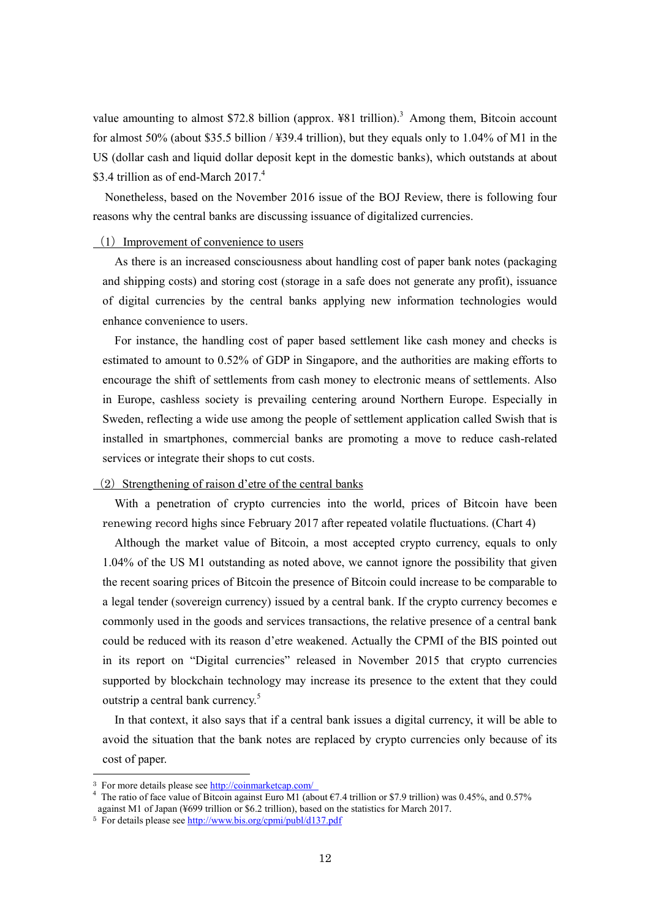value amounting to almost $72.8 billion (approx. ¥81 trillion).[3] Among them, Bitcoin account for almost 50% (about $35.5 billion / ¥39.4 trillion), but they equals only to 1.04% of M1 in the US (dollar cash and liquid dollar deposit kept in the domestic banks), which outstands at about $3.4 trillion as of end-March 2017.[4]

Nonetheless, based on the November 2016 issue of the BOJ Review, there is following four reasons why the central banks are discussing issuance of digitalized currencies.

（1）Improvement of convenience to users

As there is an increased consciousness about handling cost of paper bank notes (packaging and shipping costs) and storing cost (storage in a safe does not generate any profit), issuance of digital currencies by the central banks applying new information technologies would enhance convenience to users.

For instance, the handling cost of paper based settlement like cash money and checks is estimated to amount to 0.52% of GDP in Singapore, and the authorities are making efforts to encourage the shift of settlements from cash money to electronic means of settlements. Also in Europe, cashless society is prevailing centering around Northern Europe. Especially in Sweden, reflecting a wide use among the people of settlement application called Swish that is installed in smartphones, commercial banks are promoting a move to reduce cash-related services or integrate their shops to cut costs.

（2）Strengthening of raison d'etre of the central banks

With a penetration of crypto currencies into the world, prices of Bitcoin have been renewing record highs since February 2017 after repeated volatile fluctuations. (Chart 4)

Although the market value of Bitcoin, a most accepted crypto currency, equals to only 1.04% of the US M1 outstanding as noted above, we cannot ignore the possibility that given the recent soaring prices of Bitcoin the presence of Bitcoin could increase to be comparable to a legal tender (sovereign currency) issued by a central bank. If the crypto currency becomes e commonly used in the goods and services transactions, the relative presence of a central bank could be reduced with its reason d'etre weakened. Actually the CPMI of the BIS pointed out in its report on "Digital currencies" released in November 2015 that crypto currencies supported by blockchain technology may increase its presence to the extent that they could outstrip a central bank currency.[5]

In that context, it also says that if a central bank issues a digital currency, it will be able to avoid the situation that the bank notes are replaced by crypto currencies only because of its cost of paper.

---

[3] For more details please see http://coinmarketcap.com/

[4] The ratio of face value of Bitcoin against Euro M1 (about €7.4 trillion or $7.9 trillion) was 0.45%, and 0.57% against M1 of Japan (¥699 trillion or $6.2 trillion), based on the statistics for March 2017.

[5] For details please see http://www.bis.org/cpmi/publ/d137.pdf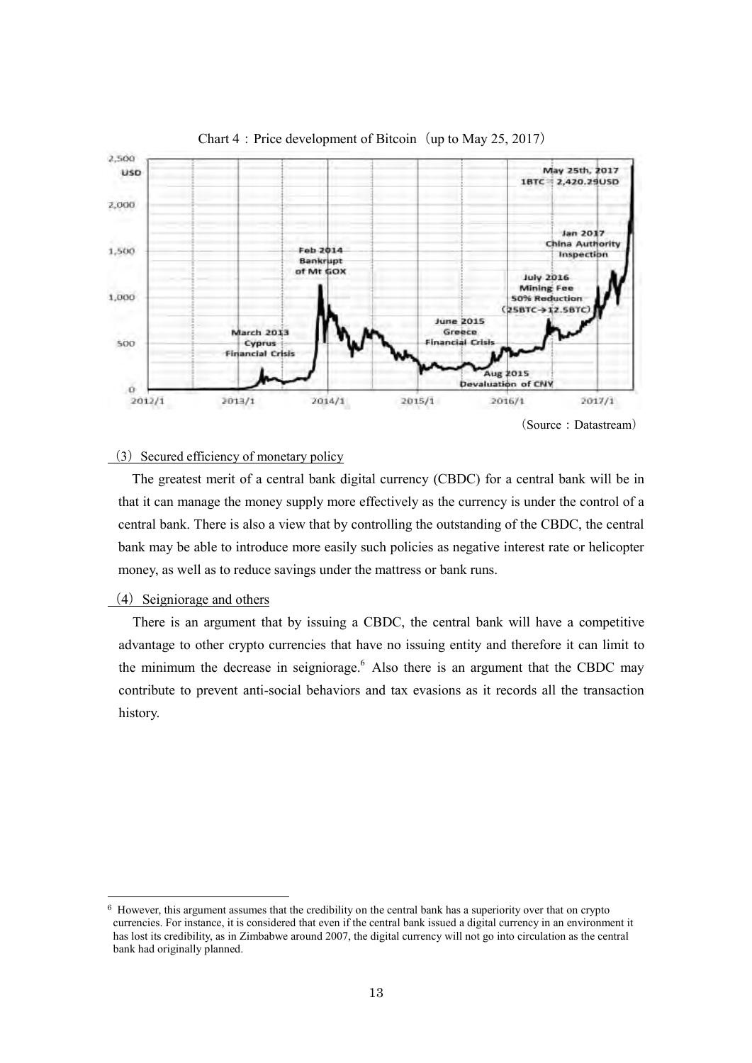Chart 4：Price development of Bitcoin（up to May 25, 2017）

（Source：Datastream）

（3）Secured efficiency of monetary policy

The greatest merit of a central bank digital currency (CBDC) for a central bank will be in that it can manage the money supply more effectively as the currency is under the control of a central bank. There is also a view that by controlling the outstanding of the CBDC, the central bank may be able to introduce more easily such policies as negative interest rate or helicopter money, as well as to reduce savings under the mattress or bank runs.

（4）Seigniorage and others

There is an argument that by issuing a CBDC, the central bank will have a competitive advantage to other crypto currencies that have no issuing entity and therefore it can limit to the minimum the decrease in seigniorage.[6] Also there is an argument that the CBDC may contribute to prevent anti-social behaviors and tax evasions as it records all the transaction history.

---

[6] However, this argument assumes that the credibility on the central bank has a superiority over that on crypto currencies. For instance, it is considered that even if the central bank issued a digital currency in an environment it has lost its credibility, as in Zimbabwe around 2007, the digital currency will not go into circulation as the central bank had originally planned.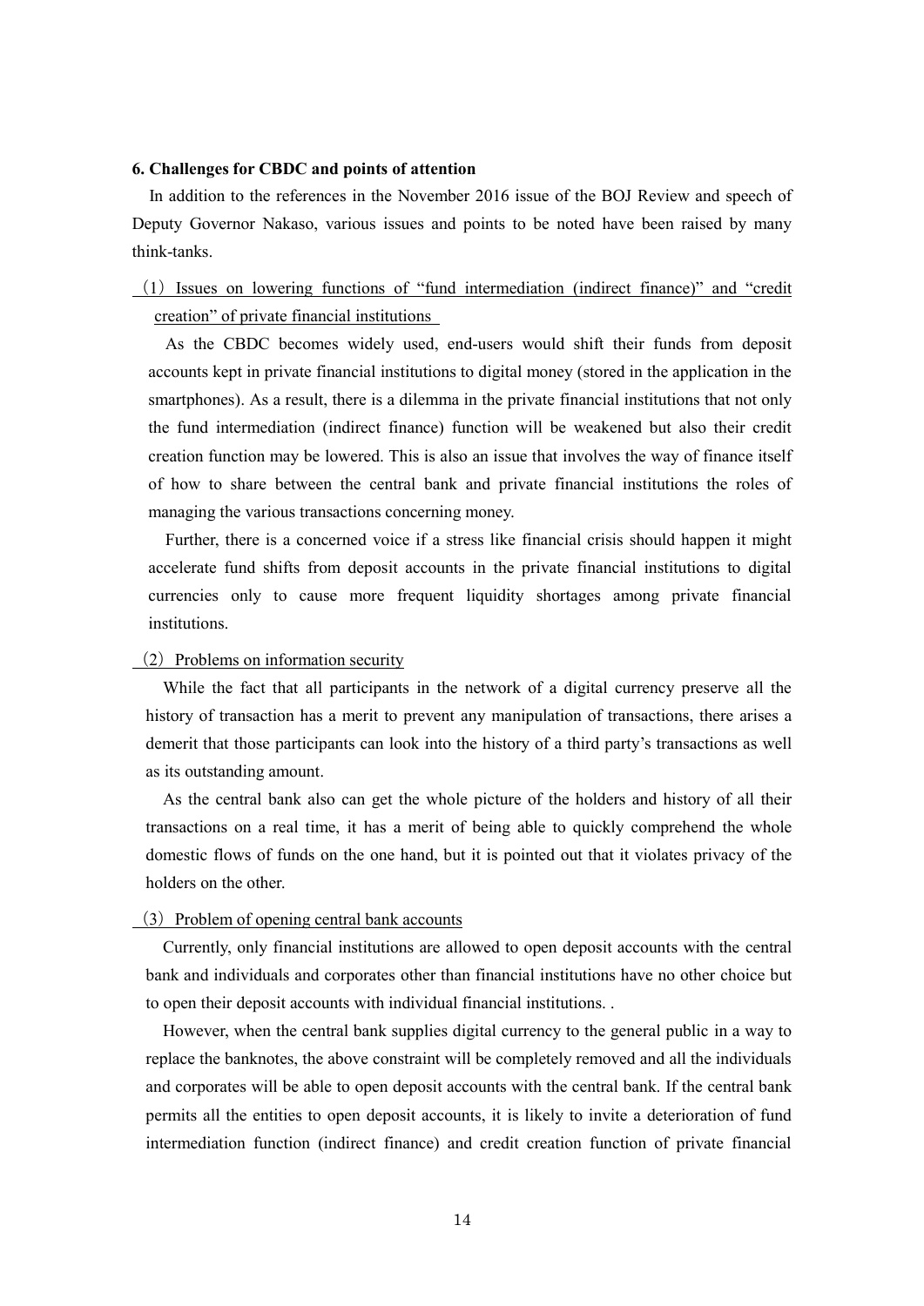### 6. Challenges for CBDC and points of attention

In addition to the references in the November 2016 issue of the BOJ Review and speech of Deputy Governor Nakaso, various issues and points to be noted have been raised by many think-tanks.

（1）Issues on lowering functions of "fund intermediation (indirect finance)" and "credit creation" of private financial institutions

As the CBDC becomes widely used, end-users would shift their funds from deposit accounts kept in private financial institutions to digital money (stored in the application in the smartphones). As a result, there is a dilemma in the private financial institutions that not only the fund intermediation (indirect finance) function will be weakened but also their credit creation function may be lowered. This is also an issue that involves the way of finance itself of how to share between the central bank and private financial institutions the roles of managing the various transactions concerning money.

Further, there is a concerned voice if a stress like financial crisis should happen it might accelerate fund shifts from deposit accounts in the private financial institutions to digital currencies only to cause more frequent liquidity shortages among private financial institutions.

（2）Problems on information security

While the fact that all participants in the network of a digital currency preserve all the history of transaction has a merit to prevent any manipulation of transactions, there arises a demerit that those participants can look into the history of a third party's transactions as well as its outstanding amount.

As the central bank also can get the whole picture of the holders and history of all their transactions on a real time, it has a merit of being able to quickly comprehend the whole domestic flows of funds on the one hand, but it is pointed out that it violates privacy of the holders on the other.

（3）Problem of opening central bank accounts

Currently, only financial institutions are allowed to open deposit accounts with the central bank and individuals and corporates other than financial institutions have no other choice but to open their deposit accounts with individual financial institutions. .

However, when the central bank supplies digital currency to the general public in a way to replace the banknotes, the above constraint will be completely removed and all the individuals and corporates will be able to open deposit accounts with the central bank. If the central bank permits all the entities to open deposit accounts, it is likely to invite a deterioration of fund intermediation function (indirect finance) and credit creation function of private financial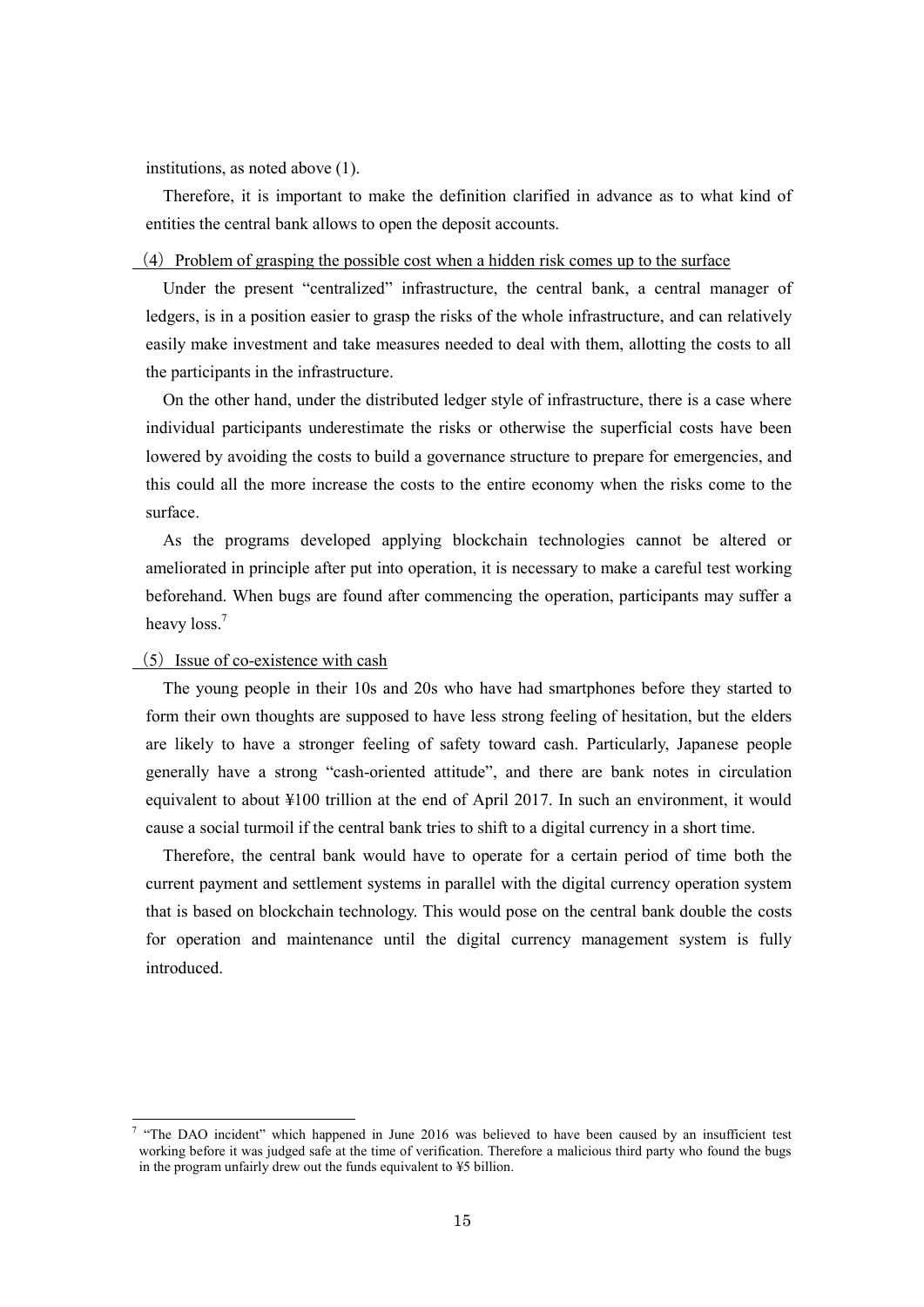institutions, as noted above (1).

Therefore, it is important to make the definition clarified in advance as to what kind of entities the central bank allows to open the deposit accounts.

### (4) Problem of grasping the possible cost when a hidden risk comes up to the surface

Under the present "centralized" infrastructure, the central bank, a central manager of ledgers, is in a position easier to grasp the risks of the whole infrastructure, and can relatively easily make investment and take measures needed to deal with them, allotting the costs to all the participants in the infrastructure.

On the other hand, under the distributed ledger style of infrastructure, there is a case where individual participants underestimate the risks or otherwise the superficial costs have been lowered by avoiding the costs to build a governance structure to prepare for emergencies, and this could all the more increase the costs to the entire economy when the risks come to the surface.

As the programs developed applying blockchain technologies cannot be altered or ameliorated in principle after put into operation, it is necessary to make a careful test working beforehand. When bugs are found after commencing the operation, participants may suffer a heavy loss.[7]

### (5) Issue of co-existence with cash

The young people in their 10s and 20s who have had smartphones before they started to form their own thoughts are supposed to have less strong feeling of hesitation, but the elders are likely to have a stronger feeling of safety toward cash. Particularly, Japanese people generally have a strong "cash-oriented attitude", and there are bank notes in circulation equivalent to about ¥100 trillion at the end of April 2017. In such an environment, it would cause a social turmoil if the central bank tries to shift to a digital currency in a short time.

Therefore, the central bank would have to operate for a certain period of time both the current payment and settlement systems in parallel with the digital currency operation system that is based on blockchain technology. This would pose on the central bank double the costs for operation and maintenance until the digital currency management system is fully introduced.

---

[7] "The DAO incident" which happened in June 2016 was believed to have been caused by an insufficient test working before it was judged safe at the time of verification. Therefore a malicious third party who found the bugs in the program unfairly drew out the funds equivalent to ¥5 billion.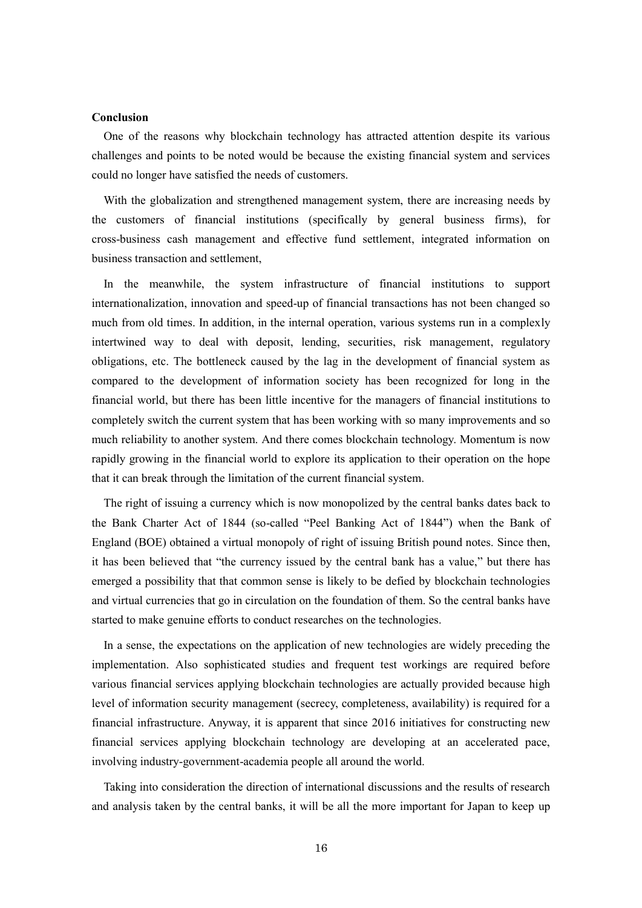**Conclusion**

One of the reasons why blockchain technology has attracted attention despite its various challenges and points to be noted would be because the existing financial system and services could no longer have satisfied the needs of customers.

With the globalization and strengthened management system, there are increasing needs by the customers of financial institutions (specifically by general business firms), for cross-business cash management and effective fund settlement, integrated information on business transaction and settlement,

In the meanwhile, the system infrastructure of financial institutions to support internationalization, innovation and speed-up of financial transactions has not been changed so much from old times. In addition, in the internal operation, various systems run in a complexly intertwined way to deal with deposit, lending, securities, risk management, regulatory obligations, etc. The bottleneck caused by the lag in the development of financial system as compared to the development of information society has been recognized for long in the financial world, but there has been little incentive for the managers of financial institutions to completely switch the current system that has been working with so many improvements and so much reliability to another system. And there comes blockchain technology. Momentum is now rapidly growing in the financial world to explore its application to their operation on the hope that it can break through the limitation of the current financial system.

The right of issuing a currency which is now monopolized by the central banks dates back to the Bank Charter Act of 1844 (so-called "Peel Banking Act of 1844") when the Bank of England (BOE) obtained a virtual monopoly of right of issuing British pound notes. Since then, it has been believed that "the currency issued by the central bank has a value," but there has emerged a possibility that that common sense is likely to be defied by blockchain technologies and virtual currencies that go in circulation on the foundation of them. So the central banks have started to make genuine efforts to conduct researches on the technologies.

In a sense, the expectations on the application of new technologies are widely preceding the implementation. Also sophisticated studies and frequent test workings are required before various financial services applying blockchain technologies are actually provided because high level of information security management (secrecy, completeness, availability) is required for a financial infrastructure. Anyway, it is apparent that since 2016 initiatives for constructing new financial services applying blockchain technology are developing at an accelerated pace, involving industry-government-academia people all around the world.

Taking into consideration the direction of international discussions and the results of research and analysis taken by the central banks, it will be all the more important for Japan to keep up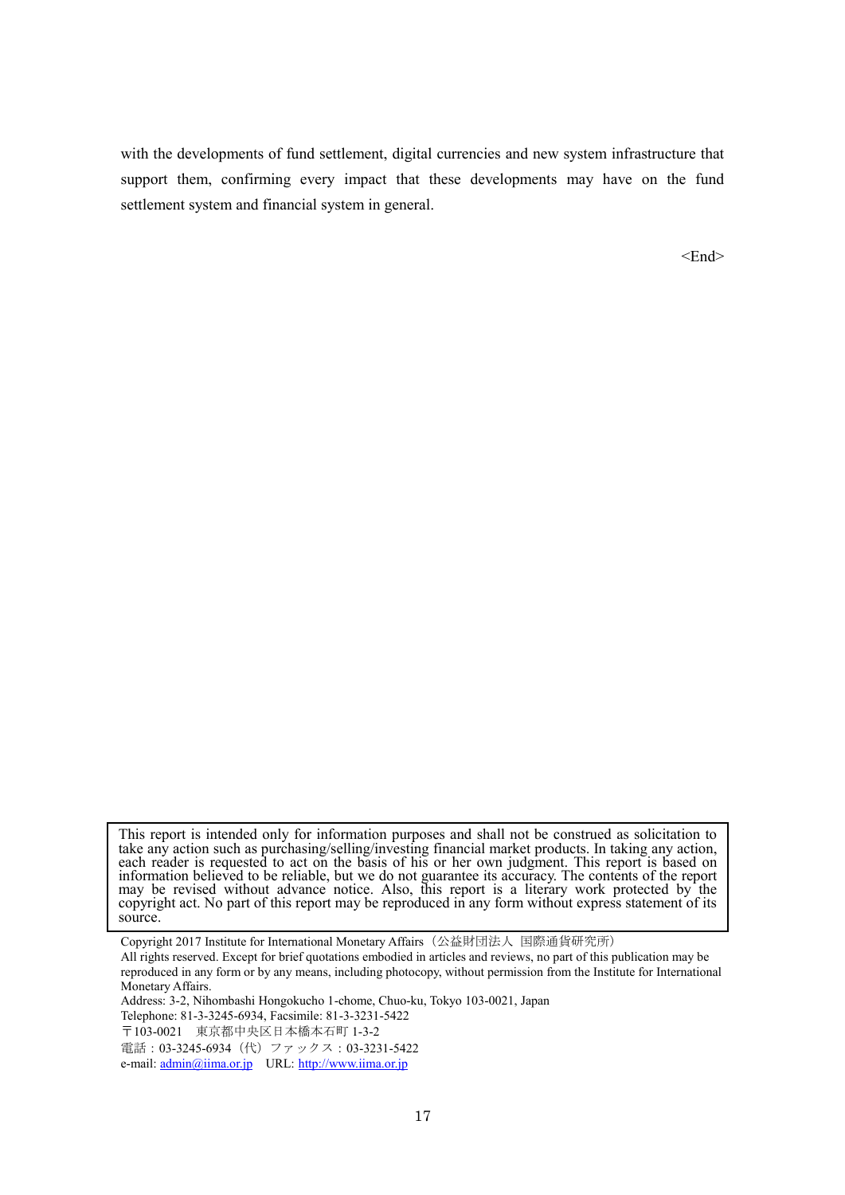with the developments of fund settlement, digital currencies and new system infrastructure that support them, confirming every impact that these developments may have on the fund settlement system and financial system in general.

<End>

> This report is intended only for information purposes and shall not be construed as solicitation to take any action such as purchasing/selling/investing financial market products. In taking any action, each reader is requested to act on the basis of his or her own judgment. This report is based on information believed to be reliable, but we do not guarantee its accuracy. The contents of the report may be revised without advance notice. Also, this report is a literary work protected by the copyright act. No part of this report may be reproduced in any form without express statement of its source.

Copyright 2017 Institute for International Monetary Affairs（公益財団法人 国際通貨研究所）
All rights reserved. Except for brief quotations embodied in articles and reviews, no part of this publication may be reproduced in any form or by any means, including photocopy, without permission from the Institute for International Monetary Affairs.
Address: 3-2, Nihombashi Hongokucho 1-chome, Chuo-ku, Tokyo 103-0021, Japan
Telephone: 81-3-3245-6934, Facsimile: 81-3-3231-5422
〒103-0021　東京都中央区日本橋本石町 1-3-2
電話：03-3245-6934（代）ファックス：03-3231-5422
e-mail: admin@iima.or.jp　URL: http://www.iima.or.jp